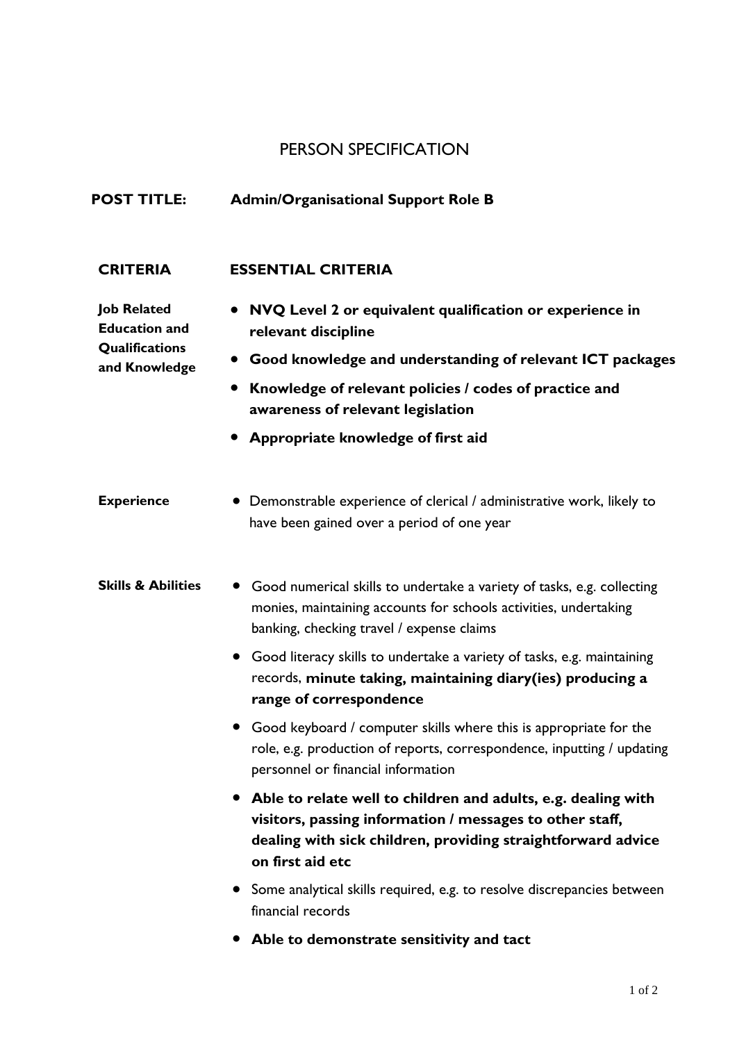# PERSON SPECIFICATION

**POST TITLE:** **Admin/Organisational Support Role B**

| CRITERIA | ESSENTIAL CRITERIA |
|---|---|
| **Job Related Education and Qualifications and Knowledge** | • **NVQ Level 2 or equivalent qualification or experience in relevant discipline**<br>• **Good knowledge and understanding of relevant ICT packages**<br>• **Knowledge of relevant policies / codes of practice and awareness of relevant legislation**<br>• **Appropriate knowledge of first aid** |
| **Experience** | • Demonstrable experience of clerical / administrative work, likely to have been gained over a period of one year |
| **Skills & Abilities** | • Good numerical skills to undertake a variety of tasks, e.g. collecting monies, maintaining accounts for schools activities, undertaking banking, checking travel / expense claims<br>• Good literacy skills to undertake a variety of tasks, e.g. maintaining records, **minute taking, maintaining diary(ies) producing a range of correspondence**<br>• Good keyboard / computer skills where this is appropriate for the role, e.g. production of reports, correspondence, inputting / updating personnel or financial information<br>• **Able to relate well to children and adults, e.g. dealing with visitors, passing information / messages to other staff, dealing with sick children, providing straightforward advice on first aid etc**<br>• Some analytical skills required, e.g. to resolve discrepancies between financial records<br>• **Able to demonstrate sensitivity and tact** |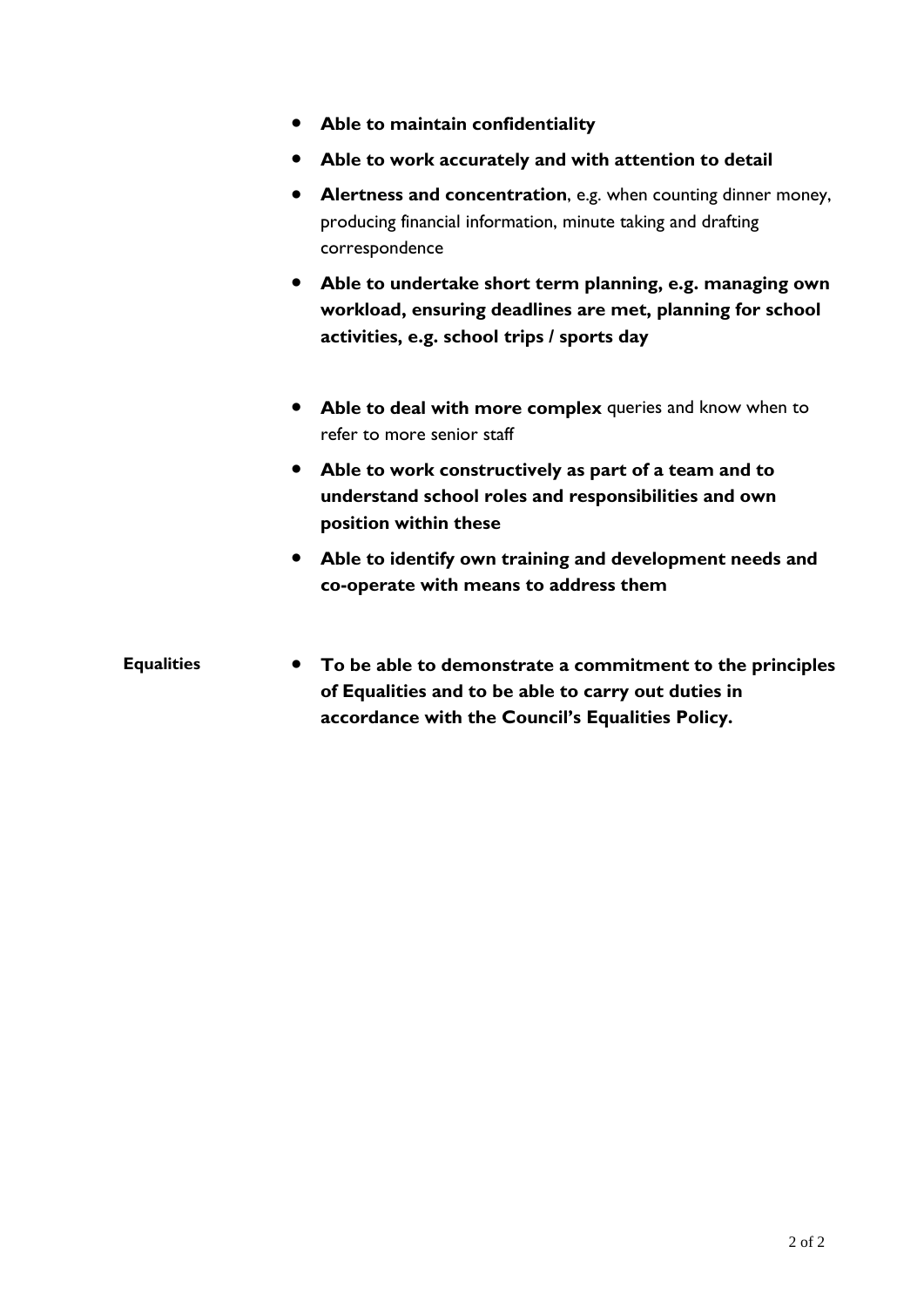- **Able to maintain confidentiality**
- **Able to work accurately and with attention to detail**
- **Alertness and concentration**, e.g. when counting dinner money, producing financial information, minute taking and drafting correspondence
- **Able to undertake short term planning, e.g. managing own workload, ensuring deadlines are met, planning for school activities, e.g. school trips / sports day**
- **Able to deal with more complex** queries and know when to refer to more senior staff
- **Able to work constructively as part of a team and to understand school roles and responsibilities and own position within these**
- **Able to identify own training and development needs and co-operate with means to address them**

**Equalities**

- **To be able to demonstrate a commitment to the principles of Equalities and to be able to carry out duties in accordance with the Council's Equalities Policy.**